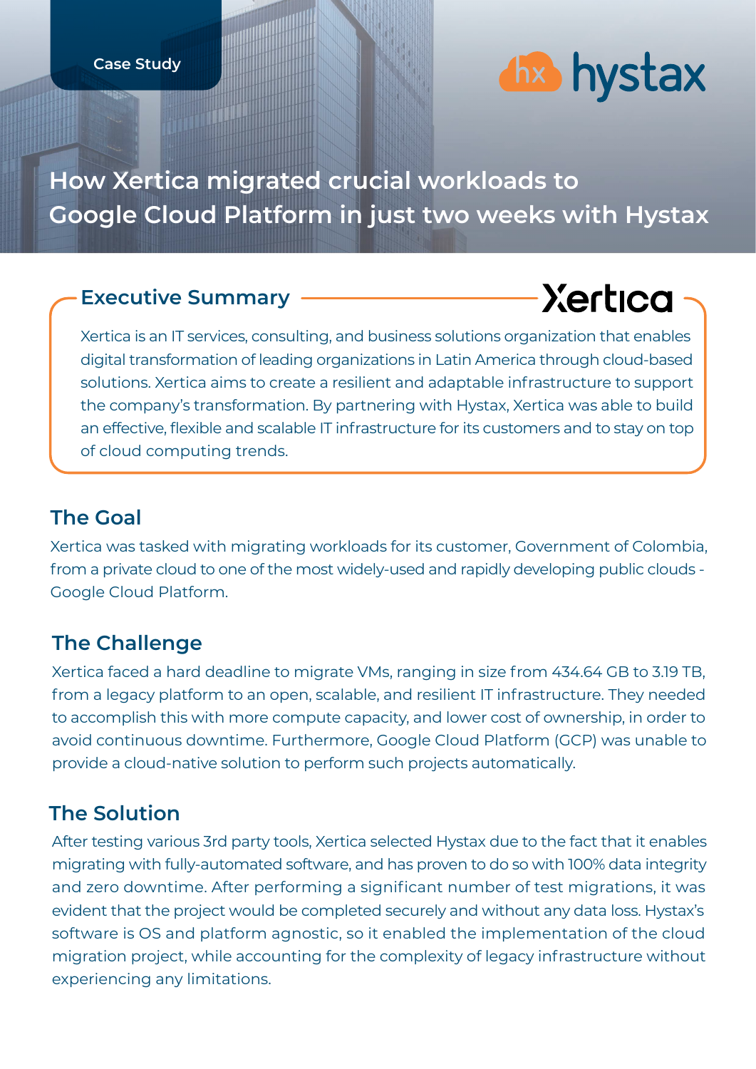Case Study

# How Xertica migrated crucial workloads to Google Cloud Platform in just two weeks with Hystax

## Executive Summary

Xertica is an IT services, consulting, and business solutions organization that enables digital transformation of leading organizations in Latin America through cloud-based solutions. Xertica aims to create a resilient and adaptable infrastructure to support the company's transformation. By partnering with Hystax, Xertica was able to build an effective, flexible and scalable IT infrastructure for its customers and to stay on top of cloud computing trends.

## The Goal

Xertica was tasked with migrating workloads for its customer, Government of Colombia, from a private cloud to one of the most widely-used and rapidly developing public clouds - Google Cloud Platform.

## The Challenge

Xertica faced a hard deadline to migrate VMs, ranging in size from 434.64 GB to 3.19 TB, from a legacy platform to an open, scalable, and resilient IT infrastructure. They needed to accomplish this with more compute capacity, and lower cost of ownership, in order to avoid continuous downtime. Furthermore, Google Cloud Platform (GCP) was unable to provide a cloud-native solution to perform such projects automatically.

## The Solution

After testing various 3rd party tools, Xertica selected Hystax due to the fact that it enables migrating with fully-automated software, and has proven to do so with 100% data integrity and zero downtime. After performing a significant number of test migrations, it was evident that the project would be completed securely and without any data loss. Hystax's software is OS and platform agnostic, so it enabled the implementation of the cloud migration project, while accounting for the complexity of legacy infrastructure without experiencing any limitations.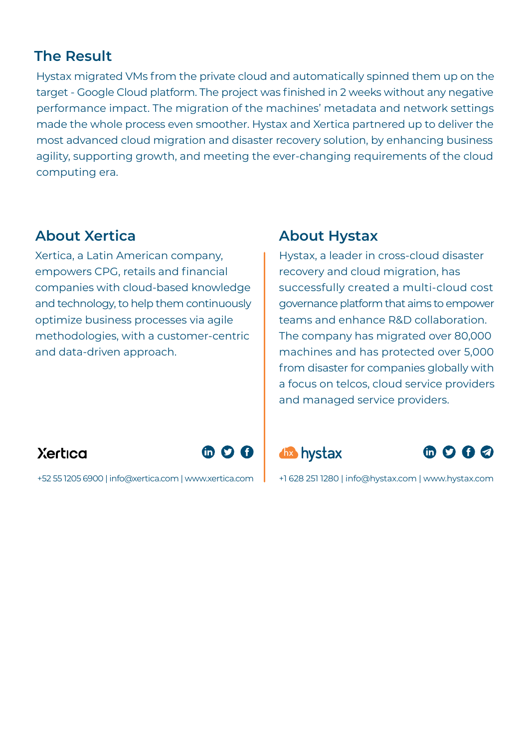## The Result

Hystax migrated VMs from the private cloud and automatically spinned them up on the target - Google Cloud platform. The project was finished in 2 weeks without any negative performance impact. The migration of the machines' metadata and network settings made the whole process even smoother. Hystax and Xertica partnered up to deliver the most advanced cloud migration and disaster recovery solution, by enhancing business agility, supporting growth, and meeting the ever-changing requirements of the cloud computing era.

## About Xertica

Xertica, a Latin American company, empowers CPG, retails and financial companies with cloud-based knowledge and technology, to help them continuously optimize business processes via agile methodologies, with a customer-centric and data-driven approach.

Xertica

+52 55 1205 6900 | info@xertica.com | www.xertica.com

## About Hystax

Hystax, a leader in cross-cloud disaster recovery and cloud migration, has successfully created a multi-cloud cost governance platform that aims to empower teams and enhance R&D collaboration. The company has migrated over 80,000 machines and has protected over 5,000 from disaster for companies globally with a focus on telcos, cloud service providers and managed service providers.

hystax

+1 628 251 1280 | info@hystax.com | www.hystax.com